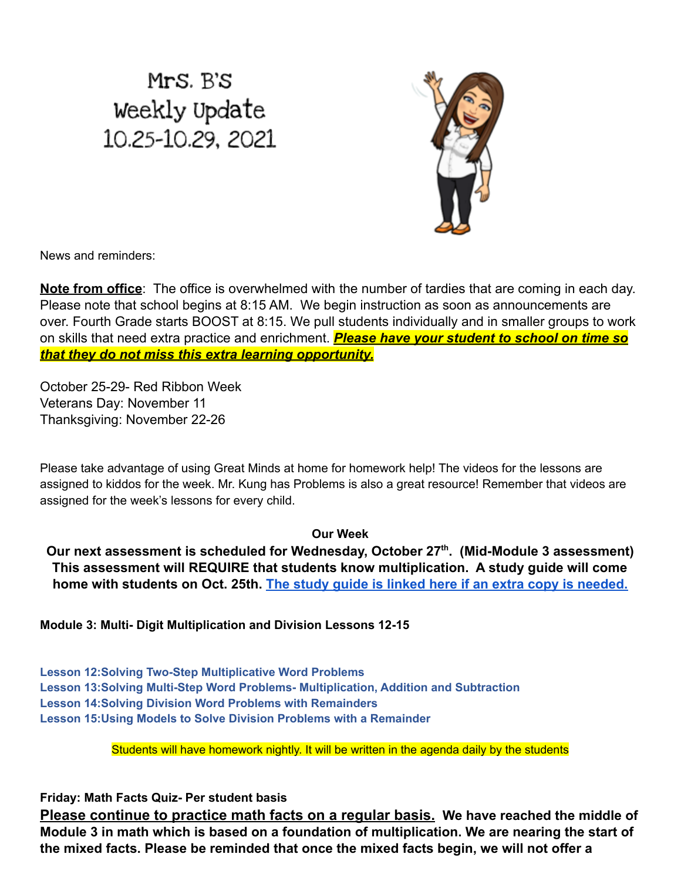# Mrs. B's Weekly Update 10.25-10.29, 2021

News and reminders:

**Note from office**: The office is overwhelmed with the number of tardies that are coming in each day. Please note that school begins at 8:15 AM. We begin instruction as soon as announcements are over. Fourth Grade starts BOOST at 8:15. We pull students individually and in smaller groups to work on skills that need extra practice and enrichment. ***Please have your student to school on time so that they do not miss this extra learning opportunity.***

October 25-29- Red Ribbon Week
Veterans Day: November 11
Thanksgiving: November 22-26

Please take advantage of using Great Minds at home for homework help! The videos for the lessons are assigned to kiddos for the week. Mr. Kung has Problems is also a great resource! Remember that videos are assigned for the week's lessons for every child.

**Our Week**

**Our next assessment is scheduled for Wednesday, October 27th. (Mid-Module 3 assessment) This assessment will REQUIRE that students know multiplication. A study guide will come home with students on Oct. 25th. The study guide is linked here if an extra copy is needed.**

**Module 3: Multi- Digit Multiplication and Division Lessons 12-15**

**Lesson 12:Solving Two-Step Multiplicative Word Problems**
**Lesson 13:Solving Multi-Step Word Problems- Multiplication, Addition and Subtraction**
**Lesson 14:Solving Division Word Problems with Remainders**
**Lesson 15:Using Models to Solve Division Problems with a Remainder**

Students will have homework nightly. It will be written in the agenda daily by the students

**Friday: Math Facts Quiz- Per student basis**

**Please continue to practice math facts on a regular basis. We have reached the middle of Module 3 in math which is based on a foundation of multiplication. We are nearing the start of the mixed facts. Please be reminded that once the mixed facts begin, we will not offer a**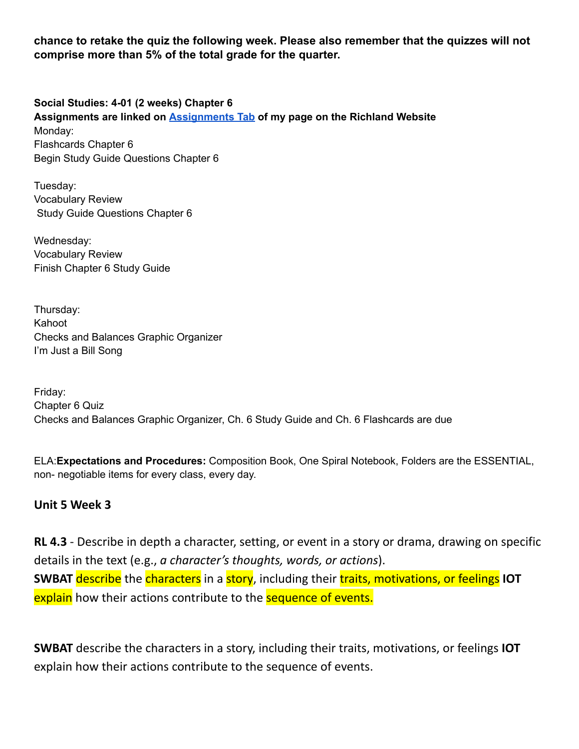**chance to retake the quiz the following week. Please also remember that the quizzes will not comprise more than 5% of the total grade for the quarter.**

**Social Studies: 4-01 (2 weeks) Chapter 6**
**Assignments are linked on [Assignments Tab](#) of my page on the Richland Website**
Monday:
Flashcards Chapter 6
Begin Study Guide Questions Chapter 6

Tuesday:
Vocabulary Review
Study Guide Questions Chapter 6

Wednesday:
Vocabulary Review
Finish Chapter 6 Study Guide

Thursday:
Kahoot
Checks and Balances Graphic Organizer
I'm Just a Bill Song

Friday:
Chapter 6 Quiz
Checks and Balances Graphic Organizer, Ch. 6 Study Guide and Ch. 6 Flashcards are due

ELA:**Expectations and Procedures:** Composition Book, One Spiral Notebook, Folders are the ESSENTIAL, non- negotiable items for every class, every day.

### Unit 5 Week 3

**RL 4.3** - Describe in depth a character, setting, or event in a story or drama, drawing on specific details in the text (e.g., *a character's thoughts, words, or actions*).
**SWBAT** describe the characters in a story, including their traits, motivations, or feelings **IOT** explain how their actions contribute to the sequence of events.

**SWBAT** describe the characters in a story, including their traits, motivations, or feelings **IOT** explain how their actions contribute to the sequence of events.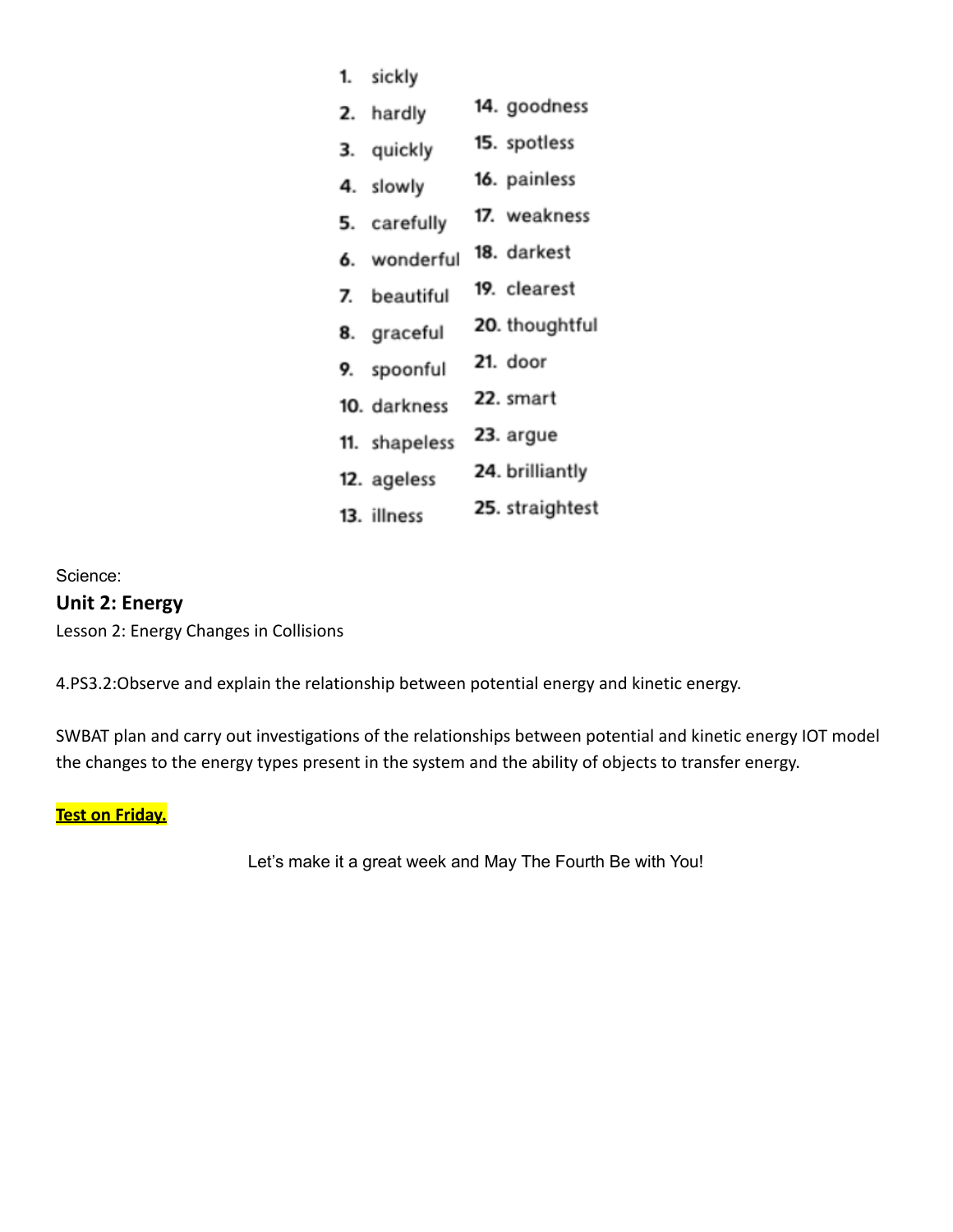1. sickly
2. hardly
3. quickly
4. slowly
5. carefully
6. wonderful
7. beautiful
8. graceful
9. spoonful
10. darkness
11. shapeless
12. ageless
13. illness
14. goodness
15. spotless
16. painless
17. weakness
18. darkest
19. clearest
20. thoughtful
21. door
22. smart
23. argue
24. brilliantly
25. straightest

Science:

## Unit 2: Energy

Lesson 2: Energy Changes in Collisions

4.PS3.2:Observe and explain the relationship between potential energy and kinetic energy.

SWBAT plan and carry out investigations of the relationships between potential and kinetic energy IOT model the changes to the energy types present in the system and the ability of objects to transfer energy.

**Test on Friday.**

Let's make it a great week and May The Fourth Be with You!